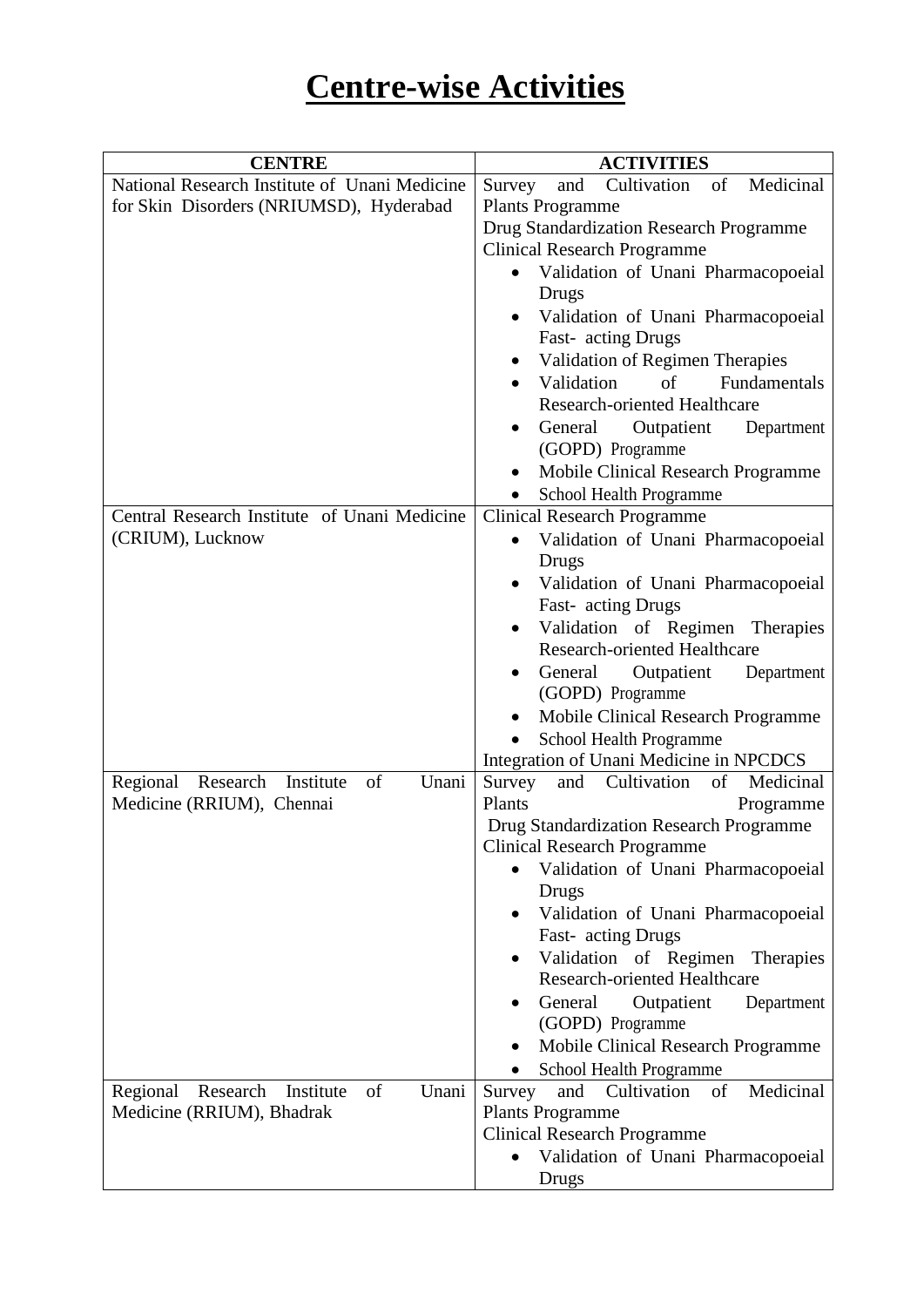# Centre-wise Activities

| CENTRE | ACTIVITIES |
|---|---|
| National Research Institute of Unani Medicine for Skin Disorders (NRIUMSD), Hyderabad | Survey and Cultivation of Medicinal Plants Programme<br>Drug Standardization Research Programme<br>Clinical Research Programme<br>• Validation of Unani Pharmacopoeial Drugs<br>• Validation of Unani Pharmacopoeial Fast- acting Drugs<br>• Validation of Regimen Therapies<br>• Validation of Fundamentals Research-oriented Healthcare<br>• General Outpatient Department (GOPD) Programme<br>• Mobile Clinical Research Programme<br>• School Health Programme |
| Central Research Institute of Unani Medicine (CRIUM), Lucknow | Clinical Research Programme<br>• Validation of Unani Pharmacopoeial Drugs<br>• Validation of Unani Pharmacopoeial Fast- acting Drugs<br>• Validation of Regimen Therapies Research-oriented Healthcare<br>• General Outpatient Department (GOPD) Programme<br>• Mobile Clinical Research Programme<br>• School Health Programme<br>Integration of Unani Medicine in NPCDCS |
| Regional Research Institute of Unani Medicine (RRIUM), Chennai | Survey and Cultivation of Medicinal Plants Programme<br>Drug Standardization Research Programme<br>Clinical Research Programme<br>• Validation of Unani Pharmacopoeial Drugs<br>• Validation of Unani Pharmacopoeial Fast- acting Drugs<br>• Validation of Regimen Therapies Research-oriented Healthcare<br>• General Outpatient Department (GOPD) Programme<br>• Mobile Clinical Research Programme<br>• School Health Programme |
| Regional Research Institute of Unani Medicine (RRIUM), Bhadrak | Survey and Cultivation of Medicinal Plants Programme<br>Clinical Research Programme<br>• Validation of Unani Pharmacopoeial Drugs |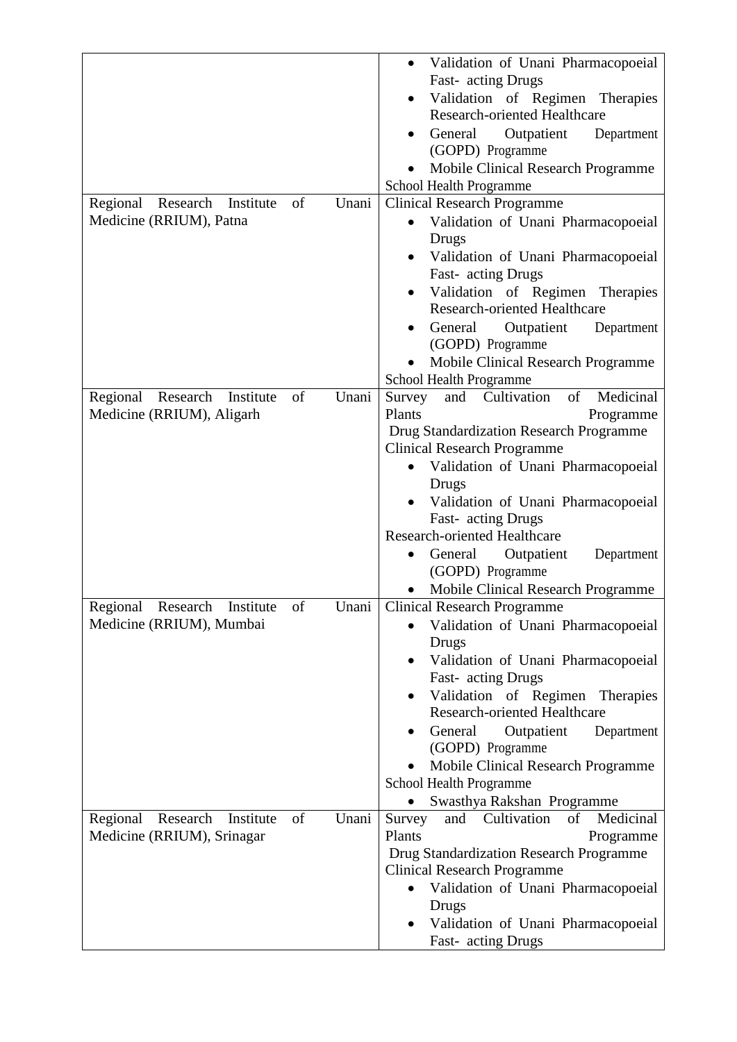| | |
|---|---|
| | • Validation of Unani Pharmacopoeial Fast- acting Drugs<br>• Validation of Regimen Therapies<br>Research-oriented Healthcare<br>• General Outpatient Department (GOPD) Programme<br>• Mobile Clinical Research Programme<br>School Health Programme |
| Regional Research Institute of Unani Medicine (RRIUM), Patna | Clinical Research Programme<br>• Validation of Unani Pharmacopoeial Drugs<br>• Validation of Unani Pharmacopoeial Fast- acting Drugs<br>• Validation of Regimen Therapies<br>Research-oriented Healthcare<br>• General Outpatient Department (GOPD) Programme<br>• Mobile Clinical Research Programme<br>School Health Programme |
| Regional Research Institute of Unani Medicine (RRIUM), Aligarh | Survey and Cultivation of Medicinal Plants Programme<br>Drug Standardization Research Programme<br>Clinical Research Programme<br>• Validation of Unani Pharmacopoeial Drugs<br>• Validation of Unani Pharmacopoeial Fast- acting Drugs<br>Research-oriented Healthcare<br>• General Outpatient Department (GOPD) Programme<br>• Mobile Clinical Research Programme |
| Regional Research Institute of Unani Medicine (RRIUM), Mumbai | Clinical Research Programme<br>• Validation of Unani Pharmacopoeial Drugs<br>• Validation of Unani Pharmacopoeial Fast- acting Drugs<br>• Validation of Regimen Therapies<br>Research-oriented Healthcare<br>• General Outpatient Department (GOPD) Programme<br>• Mobile Clinical Research Programme<br>School Health Programme<br>• Swasthya Rakshan Programme |
| Regional Research Institute of Unani Medicine (RRIUM), Srinagar | Survey and Cultivation of Medicinal Plants Programme<br>Drug Standardization Research Programme<br>Clinical Research Programme<br>• Validation of Unani Pharmacopoeial Drugs<br>• Validation of Unani Pharmacopoeial Fast- acting Drugs |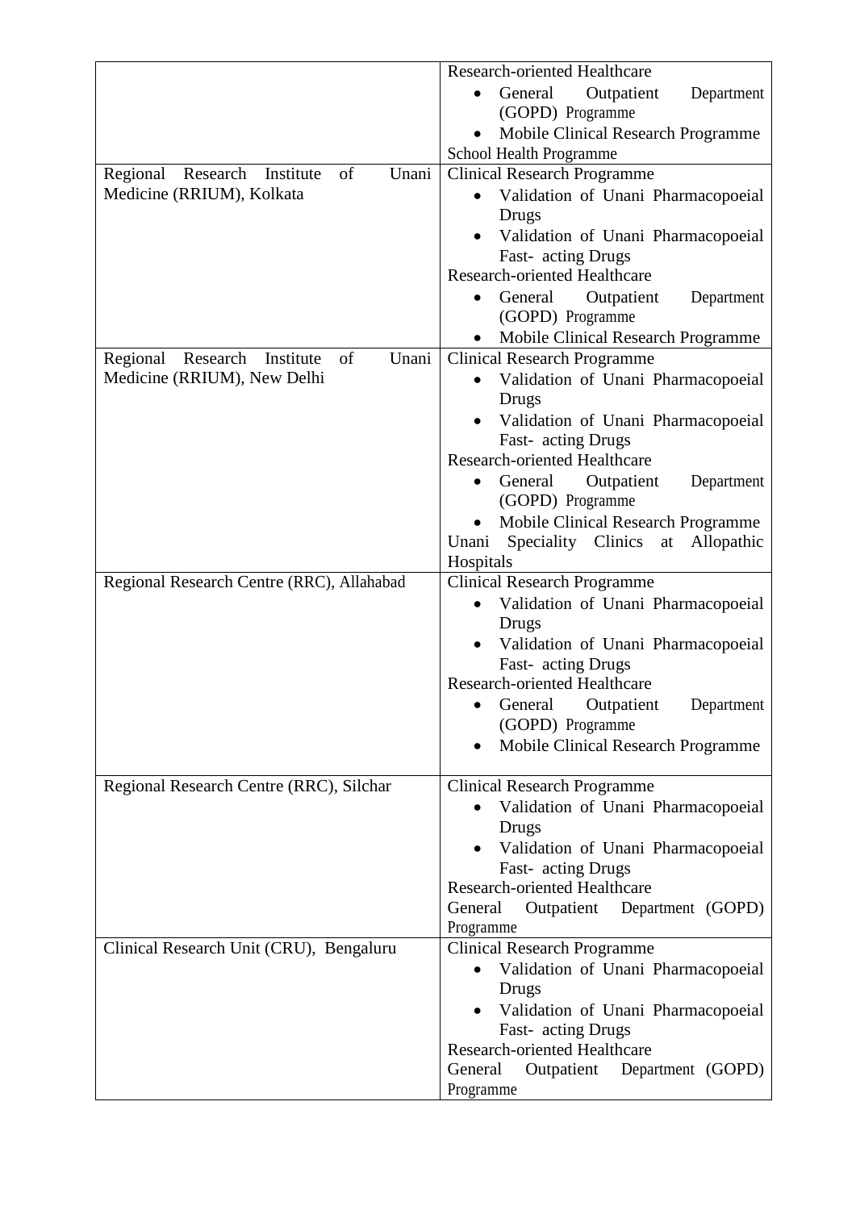| | |
|---|---|
| | Research-oriented Healthcare<br>• General Outpatient Department (GOPD) Programme<br>• Mobile Clinical Research Programme<br>School Health Programme |
| Regional Research Institute of Unani Medicine (RRIUM), Kolkata | Clinical Research Programme<br>• Validation of Unani Pharmacopoeial Drugs<br>• Validation of Unani Pharmacopoeial Fast- acting Drugs<br>Research-oriented Healthcare<br>• General Outpatient Department (GOPD) Programme<br>• Mobile Clinical Research Programme |
| Regional Research Institute of Unani Medicine (RRIUM), New Delhi | Clinical Research Programme<br>• Validation of Unani Pharmacopoeial Drugs<br>• Validation of Unani Pharmacopoeial Fast- acting Drugs<br>Research-oriented Healthcare<br>• General Outpatient Department (GOPD) Programme<br>• Mobile Clinical Research Programme<br>Unani Speciality Clinics at Allopathic Hospitals |
| Regional Research Centre (RRC), Allahabad | Clinical Research Programme<br>• Validation of Unani Pharmacopoeial Drugs<br>• Validation of Unani Pharmacopoeial Fast- acting Drugs<br>Research-oriented Healthcare<br>• General Outpatient Department (GOPD) Programme<br>• Mobile Clinical Research Programme |
| Regional Research Centre (RRC), Silchar | Clinical Research Programme<br>• Validation of Unani Pharmacopoeial Drugs<br>• Validation of Unani Pharmacopoeial Fast- acting Drugs<br>Research-oriented Healthcare<br>General Outpatient Department (GOPD) Programme |
| Clinical Research Unit (CRU), Bengaluru | Clinical Research Programme<br>• Validation of Unani Pharmacopoeial Drugs<br>• Validation of Unani Pharmacopoeial Fast- acting Drugs<br>Research-oriented Healthcare<br>General Outpatient Department (GOPD) Programme |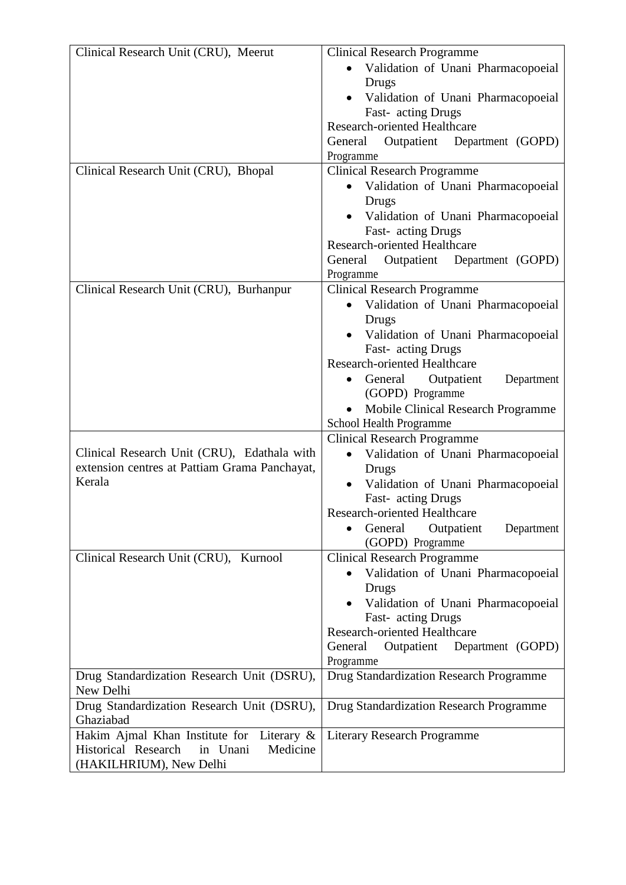| | |
|---|---|
| Clinical Research Unit (CRU), Meerut | Clinical Research Programme<br>• Validation of Unani Pharmacopoeial Drugs<br>• Validation of Unani Pharmacopoeial Fast- acting Drugs<br>Research-oriented Healthcare<br>General Outpatient Department (GOPD) Programme |
| Clinical Research Unit (CRU), Bhopal | Clinical Research Programme<br>• Validation of Unani Pharmacopoeial Drugs<br>• Validation of Unani Pharmacopoeial Fast- acting Drugs<br>Research-oriented Healthcare<br>General Outpatient Department (GOPD) Programme |
| Clinical Research Unit (CRU), Burhanpur | Clinical Research Programme<br>• Validation of Unani Pharmacopoeial Drugs<br>• Validation of Unani Pharmacopoeial Fast- acting Drugs<br>Research-oriented Healthcare<br>• General Outpatient Department (GOPD) Programme<br>• Mobile Clinical Research Programme<br>School Health Programme |
| Clinical Research Unit (CRU), Edathala with extension centres at Pattiam Grama Panchayat, Kerala | Clinical Research Programme<br>• Validation of Unani Pharmacopoeial Drugs<br>• Validation of Unani Pharmacopoeial Fast- acting Drugs<br>Research-oriented Healthcare<br>• General Outpatient Department (GOPD) Programme |
| Clinical Research Unit (CRU), Kurnool | Clinical Research Programme<br>• Validation of Unani Pharmacopoeial Drugs<br>• Validation of Unani Pharmacopoeial Fast- acting Drugs<br>Research-oriented Healthcare<br>General Outpatient Department (GOPD) Programme |
| Drug Standardization Research Unit (DSRU), New Delhi | Drug Standardization Research Programme |
| Drug Standardization Research Unit (DSRU), Ghaziabad | Drug Standardization Research Programme |
| Hakim Ajmal Khan Institute for Literary & Historical Research in Unani Medicine (HAKILHRIUM), New Delhi | Literary Research Programme |